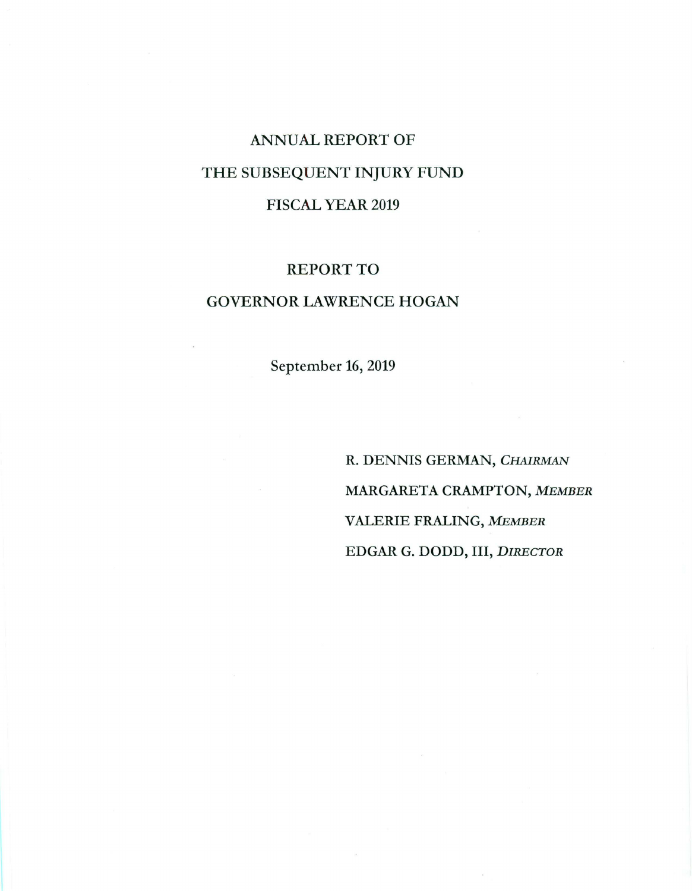# ANNUAL REPORT OF

# THE SUBSEQUENT INJURY FUND

# FISCAL YEAR 2019

## REPORT TO

## GOVERNOR LAWRENCE HOGAN

September 16, 2019

R. DENNIS GERMAN, *CHAIRMAN*

MARGARETA CRAMPTON, *MEMBER*

VALERIE FRALING, *MEMBER*

EDGAR G. DODD, III, *DIRECTOR*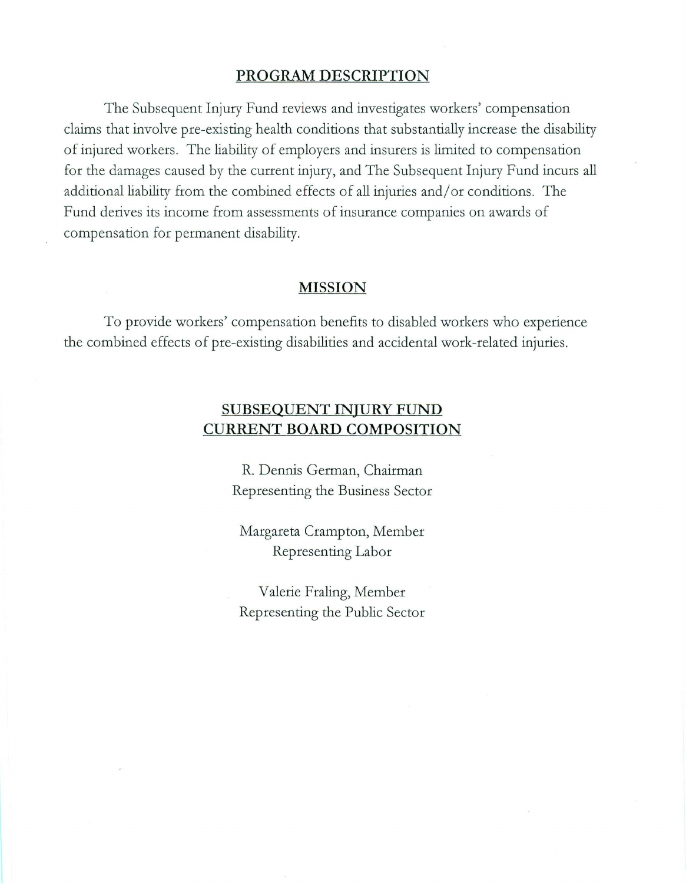## PROGRAM DESCRIPTION

The Subsequent Injury Fund reviews and investigates workers' compensation claims that involve pre-existing health conditions that substantially increase the disability of injured workers. The liability of employers and insurers is limited to compensation for the damages caused by the current injury, and The Subsequent Injury Fund incurs all additional liability from the combined effects of all injuries and/or conditions. The Fund derives its income from assessments of insurance companies on awards of compensation for permanent disability.

## MISSION

To provide workers' compensation benefits to disabled workers who experience the combined effects of pre-existing disabilities and accidental work-related injuries.

## SUBSEQUENT INJURY FUND CURRENT BOARD COMPOSITION

R. Dennis German, Chairman
Representing the Business Sector

Margareta Crampton, Member
Representing Labor

Valerie Fraling, Member
Representing the Public Sector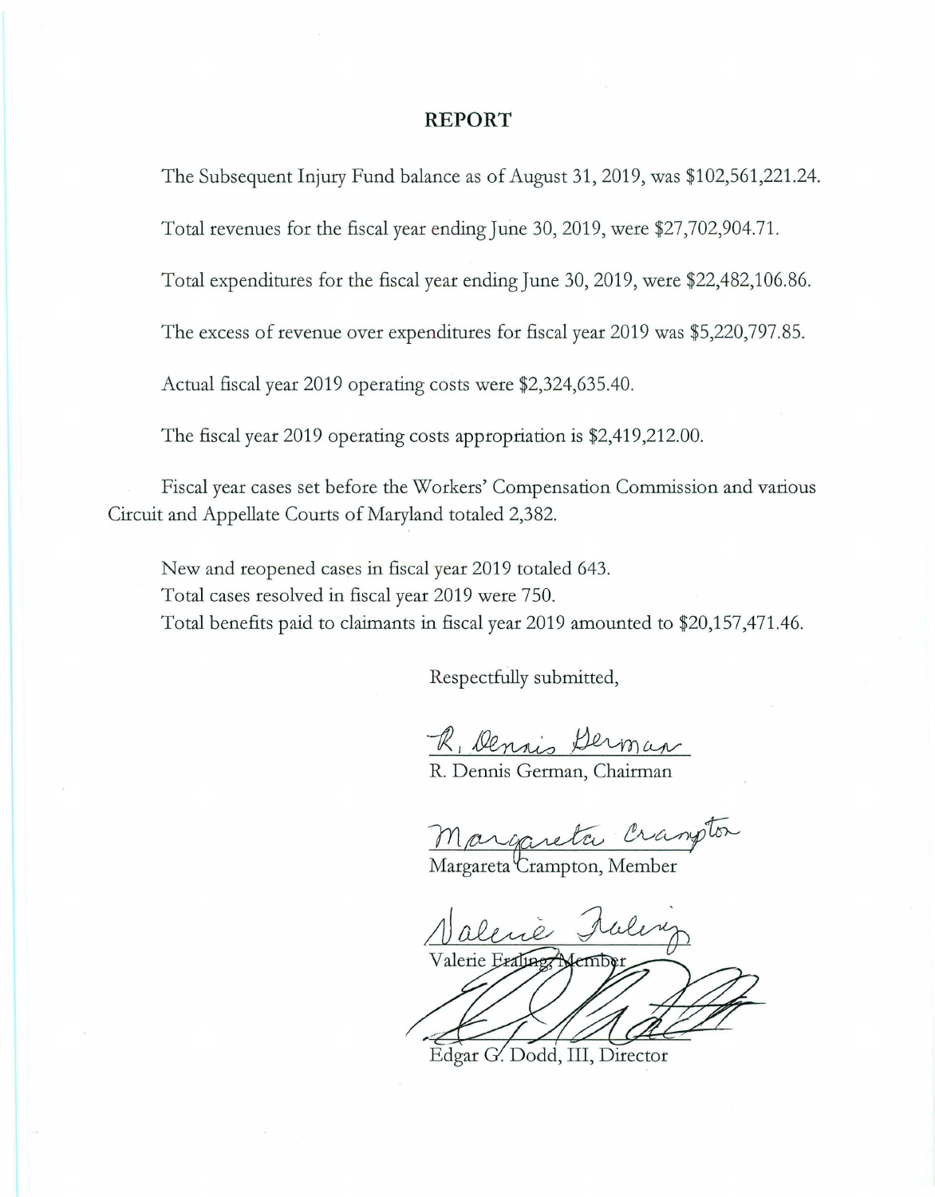## REPORT

The Subsequent Injury Fund balance as of August 31, 2019, was $102,561,221.24.

Total revenues for the fiscal year ending June 30, 2019, were $27,702,904.71.

Total expenditures for the fiscal year ending June 30, 2019, were $22,482,106.86.

The excess of revenue over expenditures for fiscal year 2019 was $5,220,797.85.

Actual fiscal year 2019 operating costs were $2,324,635.40.

The fiscal year 2019 operating costs appropriation is $2,419,212.00.

Fiscal year cases set before the Workers' Compensation Commission and various Circuit and Appellate Courts of Maryland totaled 2,382.

New and reopened cases in fiscal year 2019 totaled 643.
Total cases resolved in fiscal year 2019 were 750.
Total benefits paid to claimants in fiscal year 2019 amounted to $20,157,471.46.

Respectfully submitted,

R. Dennis German, Chairman

Margareta Crampton, Member

Valerie Fraling, Member

Edgar G. Dodd, III, Director